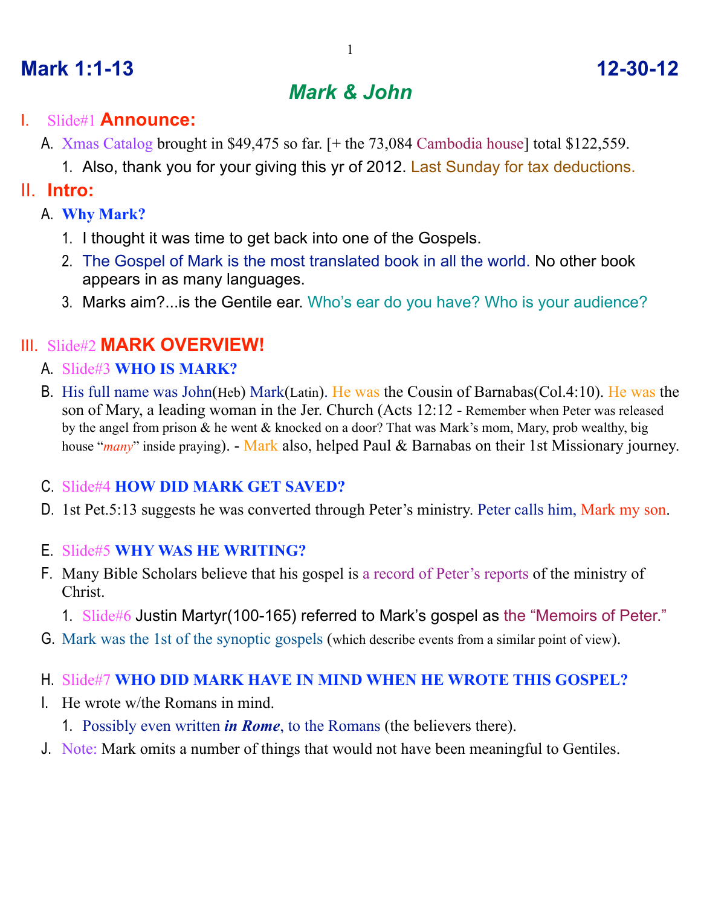# Mark 1:1-13 12-30-12

## *Mark & John*

I. Slide#1 **Announce:**

A. Xmas Catalog brought in $49,475 so far. [+ the 73,084 Cambodia house] total $122,559.

1. Also, thank you for your giving this yr of 2012. Last Sunday for tax deductions.

II. **Intro:**

A. **Why Mark?**

1. I thought it was time to get back into one of the Gospels.
2. The Gospel of Mark is the most translated book in all the world. No other book appears in as many languages.
3. Marks aim?...is the Gentile ear. Who's ear do you have? Who is your audience?

III. Slide#2 **MARK OVERVIEW!**

A. Slide#3 **WHO IS MARK?**

B. His full name was John(Heb) Mark(Latin). He was the Cousin of Barnabas(Col.4:10). He was the son of Mary, a leading woman in the Jer. Church (Acts 12:12 - Remember when Peter was released by the angel from prison & he went & knocked on a door? That was Mark's mom, Mary, prob wealthy, big house "*many*" inside praying). - Mark also, helped Paul & Barnabas on their 1st Missionary journey.

C. Slide#4 **HOW DID MARK GET SAVED?**

D. 1st Pet.5:13 suggests he was converted through Peter's ministry. Peter calls him, Mark my son.

E. Slide#5 **WHY WAS HE WRITING?**

F. Many Bible Scholars believe that his gospel is a record of Peter's reports of the ministry of Christ.

1. Slide#6 Justin Martyr(100-165) referred to Mark's gospel as the "Memoirs of Peter."

G. Mark was the 1st of the synoptic gospels (which describe events from a similar point of view).

H. Slide#7 **WHO DID MARK HAVE IN MIND WHEN HE WROTE THIS GOSPEL?**

I. He wrote w/the Romans in mind.

1. Possibly even written ***in Rome***, to the Romans (the believers there).

J. Note: Mark omits a number of things that would not have been meaningful to Gentiles.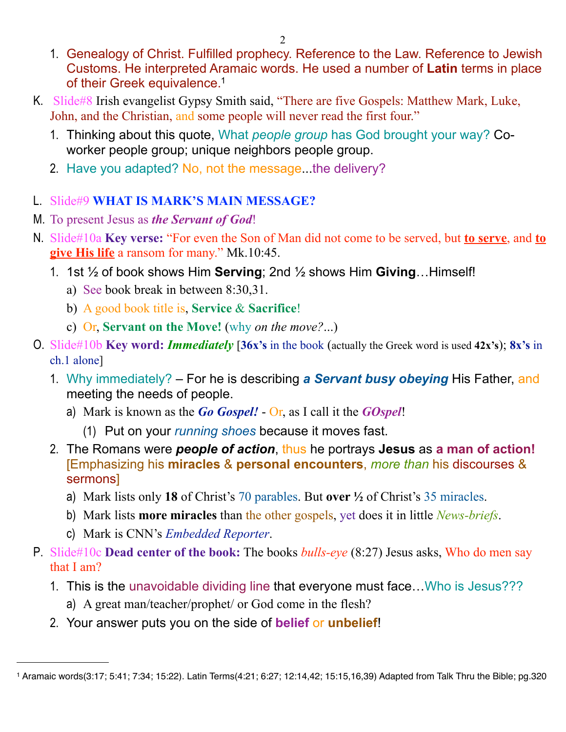1. Genealogy of Christ. Fulfilled prophecy. Reference to the Law. Reference to Jewish Customs. He interpreted Aramaic words. He used a number of **Latin** terms in place of their Greek equivalence.[1]

K. Slide#8 Irish evangelist Gypsy Smith said, "There are five Gospels: Matthew Mark, Luke, John, and the Christian, and some people will never read the first four."

1. Thinking about this quote, What *people group* has God brought your way? Co-worker people group; unique neighbors people group.
2. Have you adapted? No, not the message...the delivery?

L. Slide#9 **WHAT IS MARK'S MAIN MESSAGE?**

M. To present Jesus as ***the Servant of God***!

N. Slide#10a **Key verse:** "For even the Son of Man did not come to be served, but **to serve**, and **to give His life** a ransom for many." Mk.10:45.

1. 1st ½ of book shows Him **Serving**; 2nd ½ shows Him **Giving**…Himself!
   a) See book break in between 8:30,31.
   b) A good book title is, **Service** & **Sacrifice**!
   c) Or, **Servant on the Move!** (why *on the move?...*)

O. Slide#10b **Key word: *Immediately*** [**36x's** in the book (actually the Greek word is used **42x's**); **8x's** in ch.1 alone]

1. Why immediately? – For he is describing ***a Servant busy obeying*** His Father, and meeting the needs of people.
   a) Mark is known as the ***Go Gospel!*** - Or, as I call it the ***GOspel***!
      (1) Put on your *running shoes* because it moves fast.
2. The Romans were ***people of action***, thus he portrays **Jesus** as **a man of action!** [Emphasizing his **miracles** & **personal encounters**, *more than* his discourses & sermons]
   a) Mark lists only **18** of Christ's 70 parables. But **over ½** of Christ's 35 miracles.
   b) Mark lists **more miracles** than the other gospels, yet does it in little *News-briefs*.
   c) Mark is CNN's *Embedded Reporter*.

P. Slide#10c **Dead center of the book:** The books *bulls-eye* (8:27) Jesus asks, Who do men say that I am?

1. This is the unavoidable dividing line that everyone must face…Who is Jesus???
   a) A great man/teacher/prophet/ or God come in the flesh?
2. Your answer puts you on the side of **belief** or **unbelief**!

---

[1] Aramaic words(3:17; 5:41; 7:34; 15:22). Latin Terms(4:21; 6:27; 12:14,42; 15:15,16,39) Adapted from Talk Thru the Bible; pg.320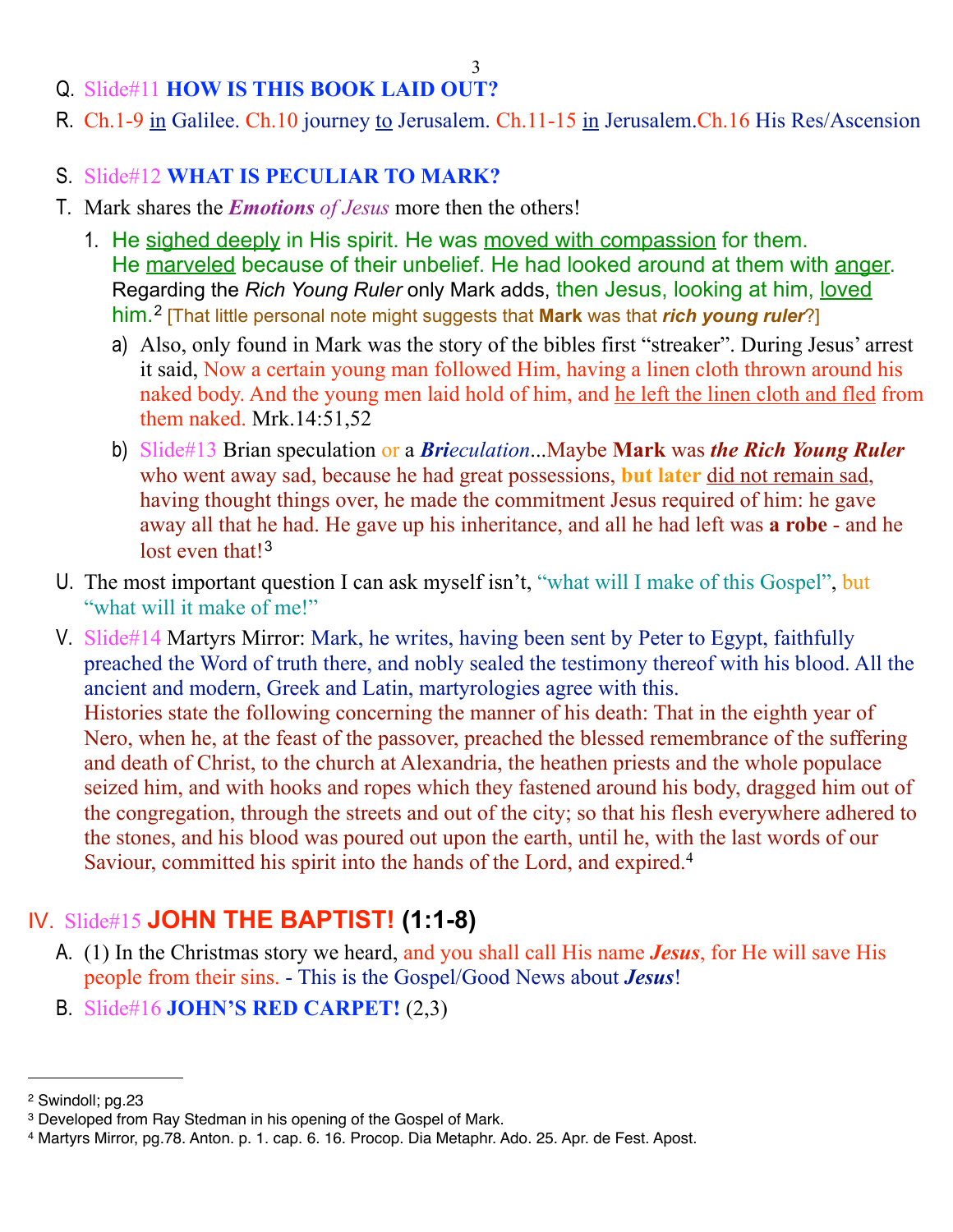Q. Slide#11 **HOW IS THIS BOOK LAID OUT?**

R. Ch.1-9 <u>in</u> Galilee. Ch.10 journey <u>to</u> Jerusalem. Ch.11-15 <u>in</u> Jerusalem.Ch.16 His Res/Ascension

S. Slide#12 **WHAT IS PECULIAR TO MARK?**

T. Mark shares the ***Emotions*** *of Jesus* more then the others!

1. He <u>sighed deeply</u> in His spirit. He was <u>moved with compassion</u> for them. He <u>marveled</u> because of their unbelief. He had looked around at them with <u>anger</u>. Regarding the *Rich Young Ruler* only Mark adds, then Jesus, looking at him, <u>loved</u> him.[2] [That little personal note might suggests that **Mark** was that ***rich young ruler***?]

   a) Also, only found in Mark was the story of the bibles first "streaker". During Jesus' arrest it said, Now a certain young man followed Him, having a linen cloth thrown around his naked body. And the young men laid hold of him, and <u>he left the linen cloth and fled</u> from them naked. Mrk.14:51,52

   b) Slide#13 Brian speculation or a ***Bri****eculation*...Maybe **Mark** was ***the Rich Young Ruler*** who went away sad, because he had great possessions, **but later** <u>did not remain sad</u>, having thought things over, he made the commitment Jesus required of him: he gave away all that he had. He gave up his inheritance, and all he had left was **a robe** - and he lost even that![3]

U. The most important question I can ask myself isn't, "what will I make of this Gospel", but "what will it make of me!"

V. Slide#14 Martyrs Mirror: Mark, he writes, having been sent by Peter to Egypt, faithfully preached the Word of truth there, and nobly sealed the testimony thereof with his blood. All the ancient and modern, Greek and Latin, martyrologies agree with this.
Histories state the following concerning the manner of his death: That in the eighth year of Nero, when he, at the feast of the passover, preached the blessed remembrance of the suffering and death of Christ, to the church at Alexandria, the heathen priests and the whole populace seized him, and with hooks and ropes which they fastened around his body, dragged him out of the congregation, through the streets and out of the city; so that his flesh everywhere adhered to the stones, and his blood was poured out upon the earth, until he, with the last words of our Saviour, committed his spirit into the hands of the Lord, and expired.[4]

## IV. Slide#15 JOHN THE BAPTIST! (1:1-8)

A. (1) In the Christmas story we heard, and you shall call His name ***Jesus***, for He will save His people from their sins. - This is the Gospel/Good News about ***Jesus***!

B. Slide#16 **JOHN'S RED CARPET!** (2,3)

---

[2] Swindoll; pg.23

[3] Developed from Ray Stedman in his opening of the Gospel of Mark.

[4] Martyrs Mirror, pg.78. Anton. p. 1. cap. 6. 16. Procop. Dia Metaphr. Ado. 25. Apr. de Fest. Apost.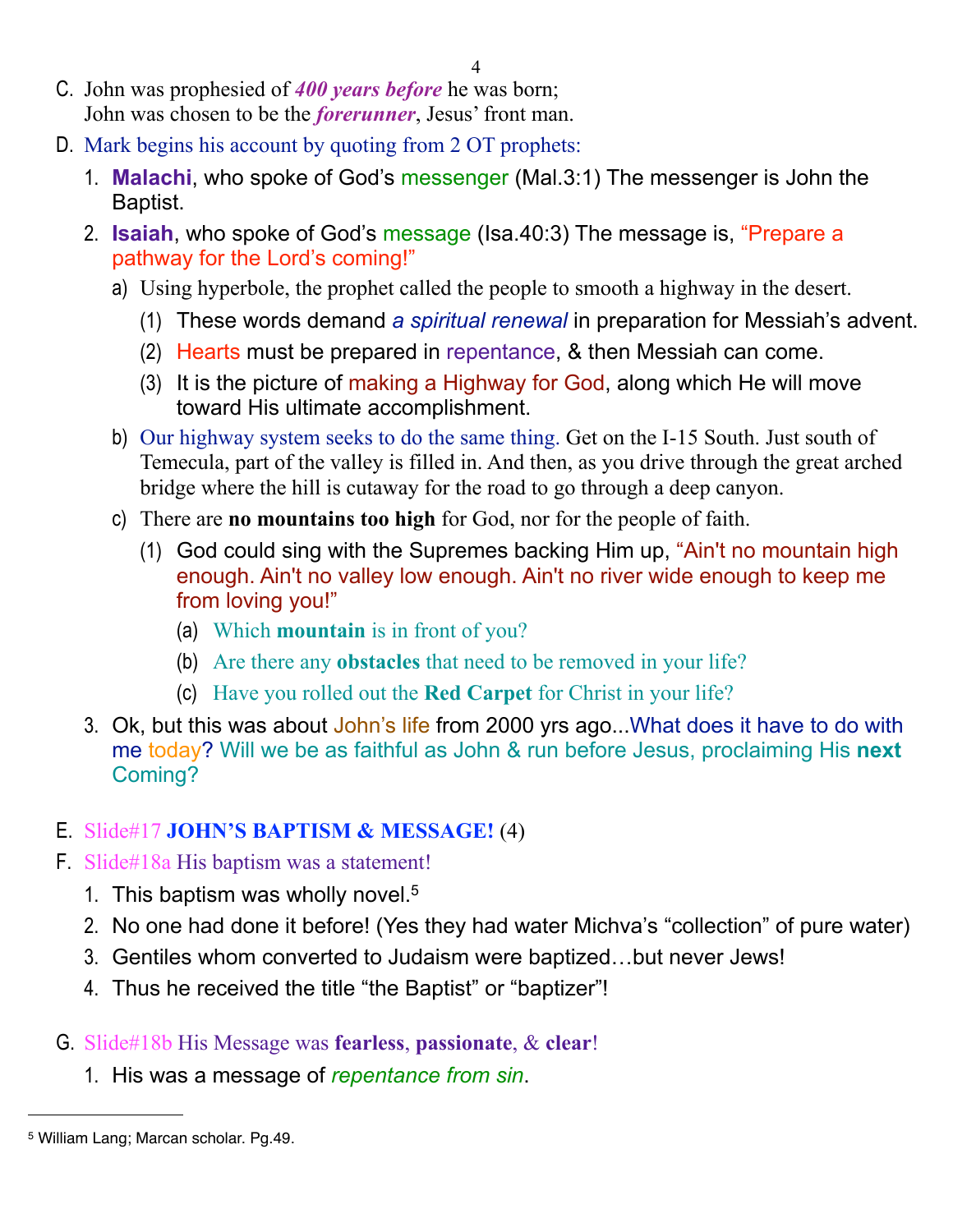C. John was prophesied of ***400 years before*** he was born;
John was chosen to be the ***forerunner***, Jesus' front man.

D. Mark begins his account by quoting from 2 OT prophets:

1. **Malachi**, who spoke of God's messenger (Mal.3:1) The messenger is John the Baptist.
2. **Isaiah**, who spoke of God's message (Isa.40:3) The message is, "Prepare a pathway for the Lord's coming!"
   a) Using hyperbole, the prophet called the people to smooth a highway in the desert.
      (1) These words demand *a spiritual renewal* in preparation for Messiah's advent.
      (2) Hearts must be prepared in repentance, & then Messiah can come.
      (3) It is the picture of making a Highway for God, along which He will move toward His ultimate accomplishment.
   b) Our highway system seeks to do the same thing. Get on the I-15 South. Just south of Temecula, part of the valley is filled in. And then, as you drive through the great arched bridge where the hill is cutaway for the road to go through a deep canyon.
   c) There are **no mountains too high** for God, nor for the people of faith.
      (1) God could sing with the Supremes backing Him up, "Ain't no mountain high enough. Ain't no valley low enough. Ain't no river wide enough to keep me from loving you!"
         (a) Which **mountain** is in front of you?
         (b) Are there any **obstacles** that need to be removed in your life?
         (c) Have you rolled out the **Red Carpet** for Christ in your life?
3. Ok, but this was about John's life from 2000 yrs ago...What does it have to do with me today? Will we be as faithful as John & run before Jesus, proclaiming His **next** Coming?

E. Slide#17 **JOHN'S BAPTISM & MESSAGE!** (4)

F. Slide#18a His baptism was a statement!

1. This baptism was wholly novel.[5]
2. No one had done it before! (Yes they had water Michva's "collection" of pure water)
3. Gentiles whom converted to Judaism were baptized…but never Jews!
4. Thus he received the title "the Baptist" or "baptizer"!

G. Slide#18b His Message was **fearless**, **passionate**, & **clear**!

1. His was a message of *repentance from sin*.

[5] William Lang; Marcan scholar. Pg.49.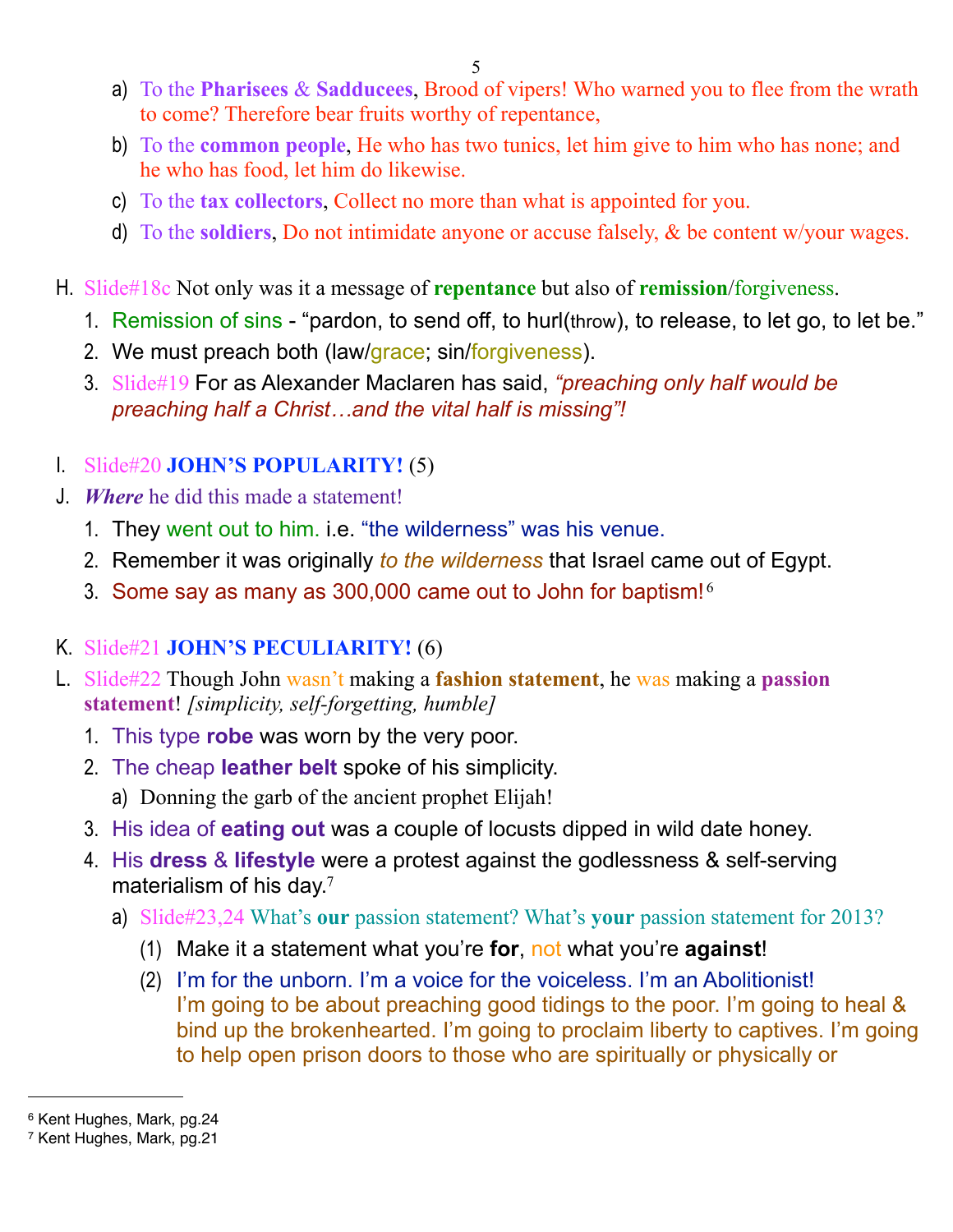a) To the **Pharisees** & **Sadducees**, Brood of vipers! Who warned you to flee from the wrath to come? Therefore bear fruits worthy of repentance,

b) To the **common people**, He who has two tunics, let him give to him who has none; and he who has food, let him do likewise.

c) To the **tax collectors**, Collect no more than what is appointed for you.

d) To the **soldiers**, Do not intimidate anyone or accuse falsely, & be content w/your wages.

H. Slide#18c Not only was it a message of **repentance** but also of **remission**/forgiveness.

1. Remission of sins - "pardon, to send off, to hurl(throw), to release, to let go, to let be."
2. We must preach both (law/grace; sin/forgiveness).
3. Slide#19 For as Alexander Maclaren has said, *"preaching only half would be preaching half a Christ…and the vital half is missing"!*

I. Slide#20 **JOHN'S POPULARITY!** (5)

J. ***Where*** he did this made a statement!

1. They went out to him. i.e. "the wilderness" was his venue.
2. Remember it was originally *to the wilderness* that Israel came out of Egypt.
3. Some say as many as 300,000 came out to John for baptism![6]

K. Slide#21 **JOHN'S PECULIARITY!** (6)

L. Slide#22 Though John wasn't making a **fashion statement**, he was making a **passion statement**! *[simplicity, self-forgetting, humble]*

1. This type **robe** was worn by the very poor.
2. The cheap **leather belt** spoke of his simplicity.
   a) Donning the garb of the ancient prophet Elijah!
3. His idea of **eating out** was a couple of locusts dipped in wild date honey.
4. His **dress** & **lifestyle** were a protest against the godlessness & self-serving materialism of his day.[7]
   a) Slide#23,24 What's **our** passion statement? What's **your** passion statement for 2013?
      (1) Make it a statement what you're **for**, not what you're **against**!
      (2) I'm for the unborn. I'm a voice for the voiceless. I'm an Abolitionist! I'm going to be about preaching good tidings to the poor. I'm going to heal & bind up the brokenhearted. I'm going to proclaim liberty to captives. I'm going to help open prison doors to those who are spiritually or physically or

---

[6] Kent Hughes, Mark, pg.24

[7] Kent Hughes, Mark, pg.21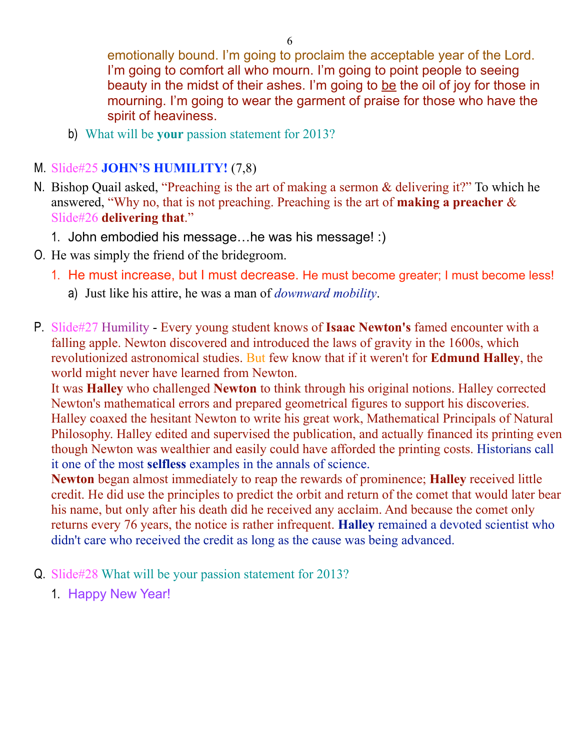emotionally bound. I'm going to proclaim the acceptable year of the Lord. I'm going to comfort all who mourn. I'm going to point people to seeing beauty in the midst of their ashes. I'm going to <u>be</u> the oil of joy for those in mourning. I'm going to wear the garment of praise for those who have the spirit of heaviness.

   b) What will be **your** passion statement for 2013?

M. Slide#25 **JOHN'S HUMILITY!** (7,8)

N. Bishop Quail asked, "Preaching is the art of making a sermon & delivering it?" To which he answered, "Why no, that is not preaching. Preaching is the art of **making a preacher** & Slide#26 **delivering that**."

   1. John embodied his message…he was his message! :)

O. He was simply the friend of the bridegroom.

   1. He must increase, but I must decrease. He must become greater; I must become less!
      a) Just like his attire, he was a man of *downward mobility*.

P. Slide#27 Humility - Every young student knows of **Isaac Newton's** famed encounter with a falling apple. Newton discovered and introduced the laws of gravity in the 1600s, which revolutionized astronomical studies. But few know that if it weren't for **Edmund Halley**, the world might never have learned from Newton.
It was **Halley** who challenged **Newton** to think through his original notions. Halley corrected Newton's mathematical errors and prepared geometrical figures to support his discoveries. Halley coaxed the hesitant Newton to write his great work, Mathematical Principals of Natural Philosophy. Halley edited and supervised the publication, and actually financed its printing even though Newton was wealthier and easily could have afforded the printing costs. Historians call it one of the most **selfless** examples in the annals of science.
**Newton** began almost immediately to reap the rewards of prominence; **Halley** received little credit. He did use the principles to predict the orbit and return of the comet that would later bear his name, but only after his death did he received any acclaim. And because the comet only returns every 76 years, the notice is rather infrequent. **Halley** remained a devoted scientist who didn't care who received the credit as long as the cause was being advanced.

Q. Slide#28 What will be your passion statement for 2013?

   1. Happy New Year!